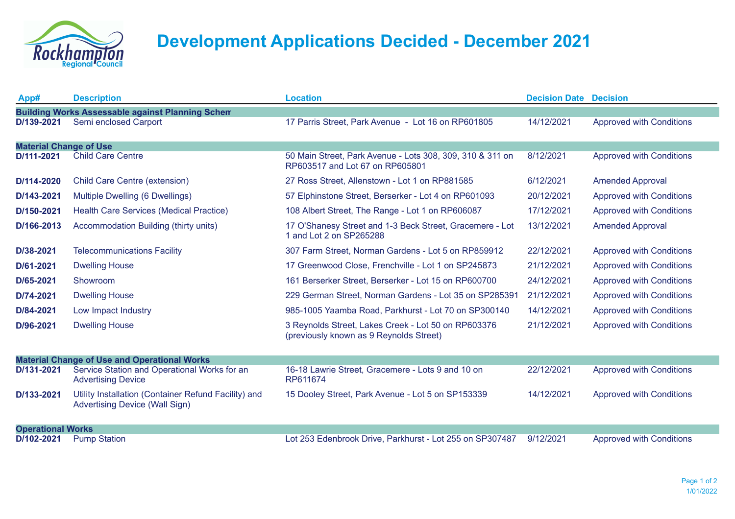# Development Applications Decided - December 2021

| App# | Description | Location | Decision Date | Decision |
| --- | --- | --- | --- | --- |
| **Building Works Assessable against Planning Schem** | | | | |
| **D/139-2021** | Semi enclosed Carport | 17 Parris Street, Park Avenue - Lot 16 on RP601805 | 14/12/2021 | Approved with Conditions |
| **Material Change of Use** | | | | |
| **D/111-2021** | Child Care Centre | 50 Main Street, Park Avenue - Lots 308, 309, 310 & 311 on RP603517 and Lot 67 on RP605801 | 8/12/2021 | Approved with Conditions |
| **D/114-2020** | Child Care Centre (extension) | 27 Ross Street, Allenstown - Lot 1 on RP881585 | 6/12/2021 | Amended Approval |
| **D/143-2021** | Multiple Dwelling (6 Dwellings) | 57 Elphinstone Street, Berserker - Lot 4 on RP601093 | 20/12/2021 | Approved with Conditions |
| **D/150-2021** | Health Care Services (Medical Practice) | 108 Albert Street, The Range - Lot 1 on RP606087 | 17/12/2021 | Approved with Conditions |
| **D/166-2013** | Accommodation Building (thirty units) | 17 O'Shanesy Street and 1-3 Beck Street, Gracemere - Lot 1 and Lot 2 on SP265288 | 13/12/2021 | Amended Approval |
| **D/38-2021** | Telecommunications Facility | 307 Farm Street, Norman Gardens - Lot 5 on RP859912 | 22/12/2021 | Approved with Conditions |
| **D/61-2021** | Dwelling House | 17 Greenwood Close, Frenchville - Lot 1 on SP245873 | 21/12/2021 | Approved with Conditions |
| **D/65-2021** | Showroom | 161 Berserker Street, Berserker - Lot 15 on RP600700 | 24/12/2021 | Approved with Conditions |
| **D/74-2021** | Dwelling House | 229 German Street, Norman Gardens - Lot 35 on SP285391 | 21/12/2021 | Approved with Conditions |
| **D/84-2021** | Low Impact Industry | 985-1005 Yaamba Road, Parkhurst - Lot 70 on SP300140 | 14/12/2021 | Approved with Conditions |
| **D/96-2021** | Dwelling House | 3 Reynolds Street, Lakes Creek - Lot 50 on RP603376 (previously known as 9 Reynolds Street) | 21/12/2021 | Approved with Conditions |
| **Material Change of Use and Operational Works** | | | | |
| **D/131-2021** | Service Station and Operational Works for an Advertising Device | 16-18 Lawrie Street, Gracemere - Lots 9 and 10 on RP611674 | 22/12/2021 | Approved with Conditions |
| **D/133-2021** | Utility Installation (Container Refund Facility) and Advertising Device (Wall Sign) | 15 Dooley Street, Park Avenue - Lot 5 on SP153339 | 14/12/2021 | Approved with Conditions |
| **Operational Works** | | | | |
| **D/102-2021** | Pump Station | Lot 253 Edenbrook Drive, Parkhurst - Lot 255 on SP307487 | 9/12/2021 | Approved with Conditions |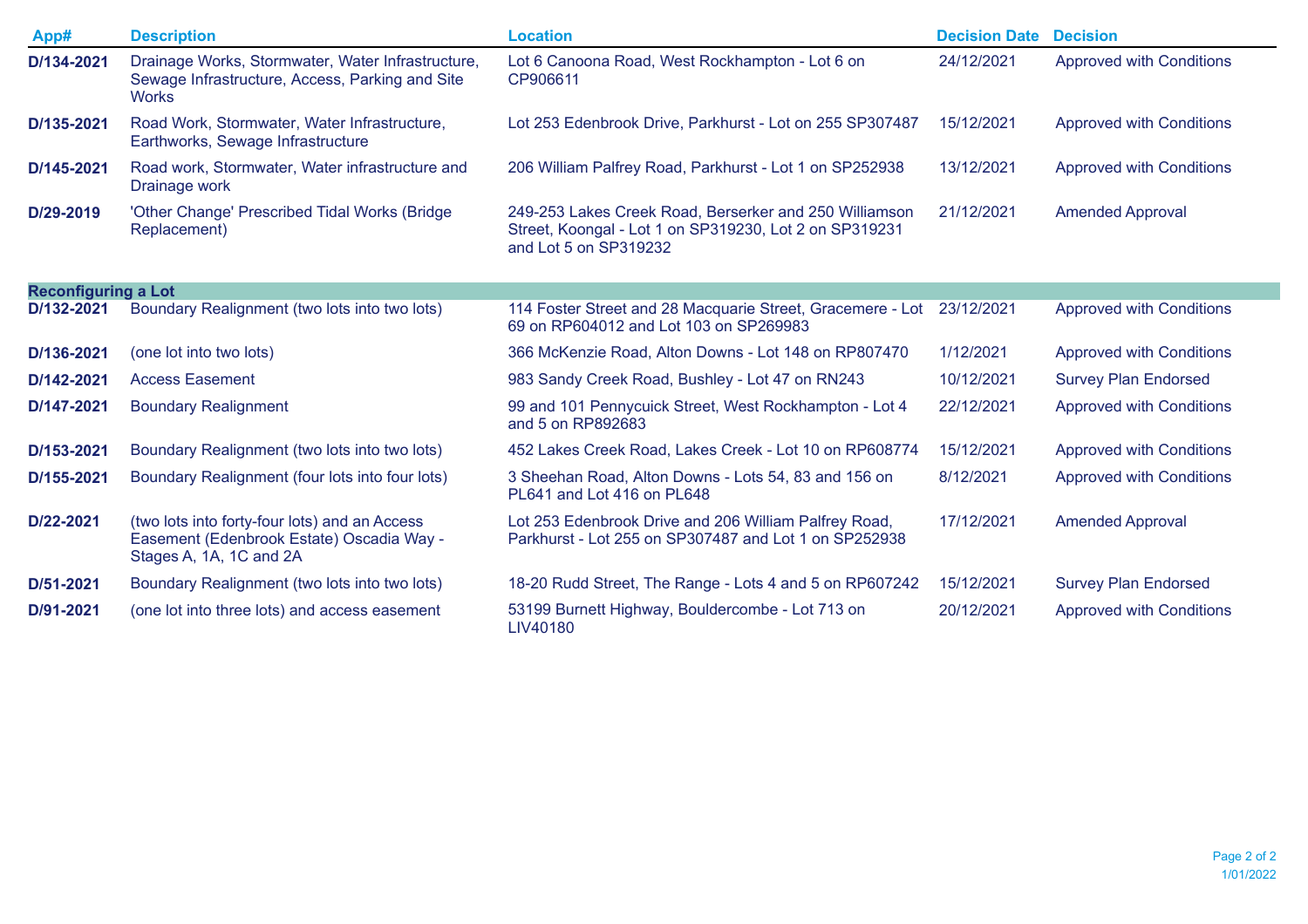| App# | Description | Location | Decision Date | Decision |
|---|---|---|---|---|
| D/134-2021 | Drainage Works, Stormwater, Water Infrastructure, Sewage Infrastructure, Access, Parking and Site Works | Lot 6 Canoona Road, West Rockhampton - Lot 6 on CP906611 | 24/12/2021 | Approved with Conditions |
| D/135-2021 | Road Work, Stormwater, Water Infrastructure, Earthworks, Sewage Infrastructure | Lot 253 Edenbrook Drive, Parkhurst - Lot on 255 SP307487 | 15/12/2021 | Approved with Conditions |
| D/145-2021 | Road work, Stormwater, Water infrastructure and Drainage work | 206 William Palfrey Road, Parkhurst - Lot 1 on SP252938 | 13/12/2021 | Approved with Conditions |
| D/29-2019 | 'Other Change' Prescribed Tidal Works (Bridge Replacement) | 249-253 Lakes Creek Road, Berserker and 250 Williamson Street, Koongal - Lot 1 on SP319230, Lot 2 on SP319231 and Lot 5 on SP319232 | 21/12/2021 | Amended Approval |
| **Reconfiguring a Lot** | | | | |
| D/132-2021 | Boundary Realignment (two lots into two lots) | 114 Foster Street and 28 Macquarie Street, Gracemere - Lot 69 on RP604012 and Lot 103 on SP269983 | 23/12/2021 | Approved with Conditions |
| D/136-2021 | (one lot into two lots) | 366 McKenzie Road, Alton Downs - Lot 148 on RP807470 | 1/12/2021 | Approved with Conditions |
| D/142-2021 | Access Easement | 983 Sandy Creek Road, Bushley - Lot 47 on RN243 | 10/12/2021 | Survey Plan Endorsed |
| D/147-2021 | Boundary Realignment | 99 and 101 Pennycuick Street, West Rockhampton - Lot 4 and 5 on RP892683 | 22/12/2021 | Approved with Conditions |
| D/153-2021 | Boundary Realignment (two lots into two lots) | 452 Lakes Creek Road, Lakes Creek - Lot 10 on RP608774 | 15/12/2021 | Approved with Conditions |
| D/155-2021 | Boundary Realignment (four lots into four lots) | 3 Sheehan Road, Alton Downs - Lots 54, 83 and 156 on PL641 and Lot 416 on PL648 | 8/12/2021 | Approved with Conditions |
| D/22-2021 | (two lots into forty-four lots) and an Access Easement (Edenbrook Estate) Oscadia Way - Stages A, 1A, 1C and 2A | Lot 253 Edenbrook Drive and 206 William Palfrey Road, Parkhurst - Lot 255 on SP307487 and Lot 1 on SP252938 | 17/12/2021 | Amended Approval |
| D/51-2021 | Boundary Realignment (two lots into two lots) | 18-20 Rudd Street, The Range - Lots 4 and 5 on RP607242 | 15/12/2021 | Survey Plan Endorsed |
| D/91-2021 | (one lot into three lots) and access easement | 53199 Burnett Highway, Bouldercombe - Lot 713 on LIV40180 | 20/12/2021 | Approved with Conditions |

1/01/2022